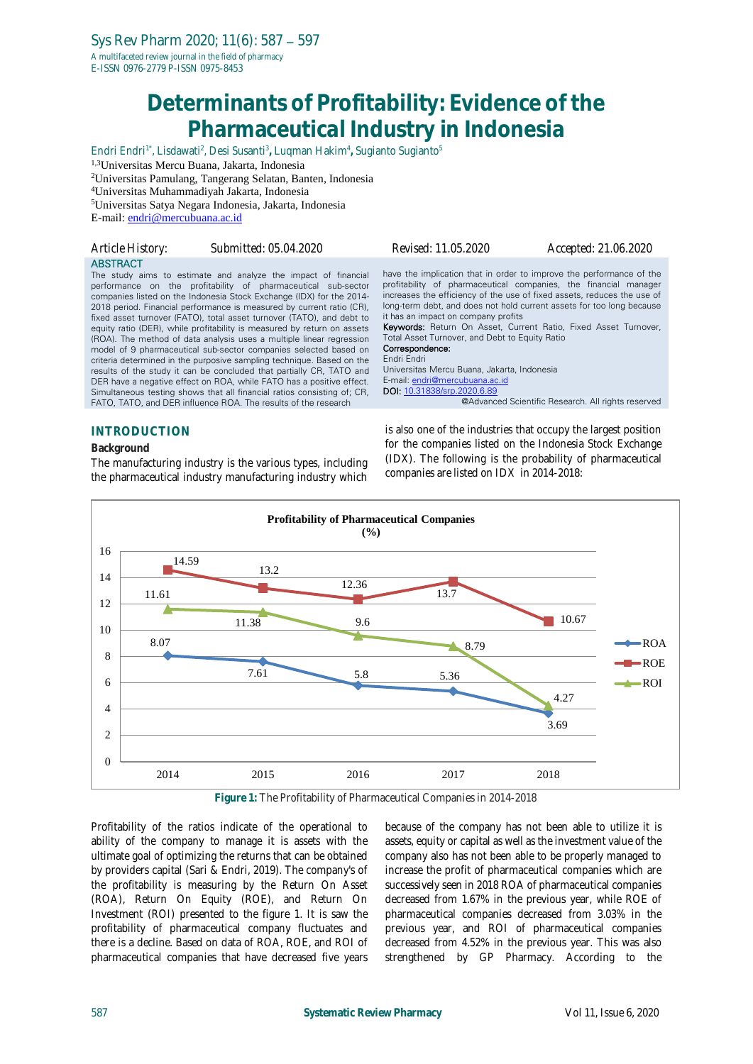# Determinants of Profitability: Evidence of the Pharmaceutical Industry in Indonesia

Endri Endri[1*], Lisdawati[2], Desi Susanti[3], Luqman Hakim[4], Sugianto Sugianto[5]

[1,3]Universitas Mercu Buana, Jakarta, Indonesia
[2]Universitas Pamulang, Tangerang Selatan, Banten, Indonesia
[4]Universitas Muhammadiyah Jakarta, Indonesia
[5]Universitas Satya Negara Indonesia, Jakarta, Indonesia
E-mail: endri@mercubuana.ac.id

Article History: Submitted: 05.04.2020 Revised: 11.05.2020 Accepted: 21.06.2020

## ABSTRACT

The study aims to estimate and analyze the impact of financial performance on the profitability of pharmaceutical sub-sector companies listed on the Indonesia Stock Exchange (IDX) for the 2014-2018 period. Financial performance is measured by current ratio (CR), fixed asset turnover (FATO), total asset turnover (TATO), and debt to equity ratio (DER), while profitability is measured by return on assets (ROA). The method of data analysis uses a multiple linear regression model of 9 pharmaceutical sub-sector companies selected based on criteria determined in the purposive sampling technique. Based on the results of the study it can be concluded that partially CR, TATO and DER have a negative effect on ROA, while FATO has a positive effect. Simultaneous testing shows that all financial ratios consisting of; CR, FATO, TATO, and DER influence ROA. The results of the research have the implication that in order to improve the performance of the profitability of pharmaceutical companies, the financial manager increases the efficiency of the use of fixed assets, reduces the use of long-term debt, and does not hold current assets for too long because it has an impact on company profits

**Keywords:** Return On Asset, Current Ratio, Fixed Asset Turnover, Total Asset Turnover, and Debt to Equity Ratio

**Correspondence:**
Endri Endri
Universitas Mercu Buana, Jakarta, Indonesia
E-mail: endri@mercubuana.ac.id
**DOI:** 10.31838/srp.2020.6.89

@Advanced Scientific Research. All rights reserved

## INTRODUCTION

### Background

The manufacturing industry is the various types, including the pharmaceutical industry manufacturing industry which is also one of the industries that occupy the largest position for the companies listed on the Indonesia Stock Exchange (IDX). The following is the probability of pharmaceutical companies are listed on IDX in 2014-2018:

**Profitability of Pharmaceutical Companies (%)**

| Year | ROA | ROE | ROI |
|---|---|---|---|
| 2014 | 8.07 | 14.59 | 11.61 |
| 2015 | 7.61 | 13.2 | 11.38 |
| 2016 | 5.8 | 12.36 | 9.6 |
| 2017 | 5.36 | 13.7 | 8.79 |
| 2018 | 3.69 | 10.67 | 4.27 |

**Figure 1:** The Profitability of Pharmaceutical Companies in 2014-2018

Profitability of the ratios indicate of the operational to ability of the company to manage it is assets with the ultimate goal of optimizing the returns that can be obtained by providers capital (Sari & Endri, 2019). The company's of the profitability is measuring by the Return On Asset (ROA), Return On Equity (ROE), and Return On Investment (ROI) presented to the figure 1. It is saw the profitability of pharmaceutical company fluctuates and there is a decline. Based on data of ROA, ROE, and ROI of pharmaceutical companies that have decreased five years because of the company has not been able to utilize it is assets, equity or capital as well as the investment value of the company also has not been able to be properly managed to increase the profit of pharmaceutical companies which are successively seen in 2018 ROA of pharmaceutical companies decreased from 1.67% in the previous year, while ROE of pharmaceutical companies decreased from 3.03% in the previous year, and ROI of pharmaceutical companies decreased from 4.52% in the previous year. This was also strengthened by GP Pharmacy. According to the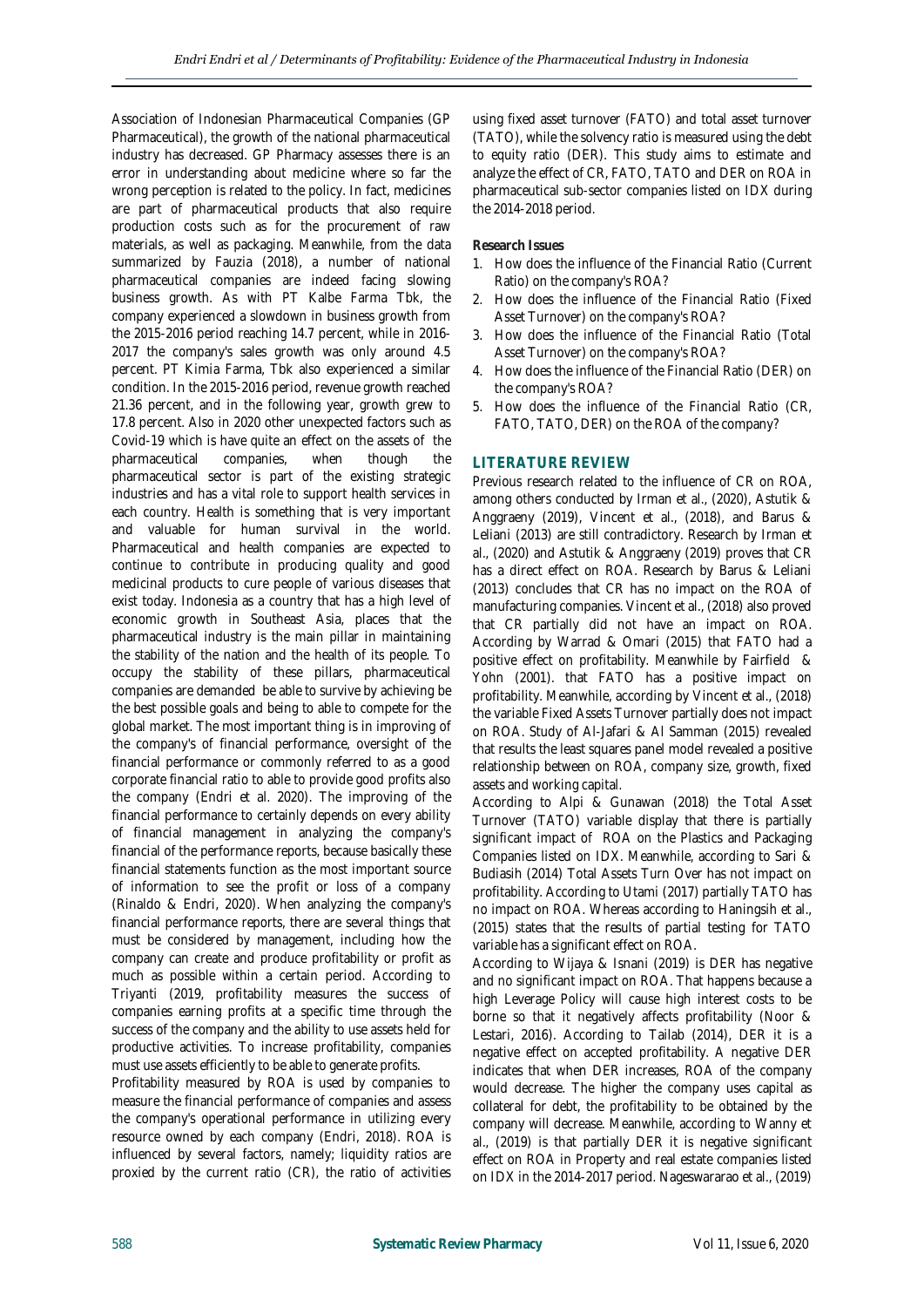Association of Indonesian Pharmaceutical Companies (GP Pharmaceutical), the growth of the national pharmaceutical industry has decreased. GP Pharmacy assesses there is an error in understanding about medicine where so far the wrong perception is related to the policy. In fact, medicines are part of pharmaceutical products that also require production costs such as for the procurement of raw materials, as well as packaging. Meanwhile, from the data summarized by Fauzia (2018), a number of national pharmaceutical companies are indeed facing slowing business growth. As with PT Kalbe Farma Tbk, the company experienced a slowdown in business growth from the 2015-2016 period reaching 14.7 percent, while in 2016-2017 the company's sales growth was only around 4.5 percent. PT Kimia Farma, Tbk also experienced a similar condition. In the 2015-2016 period, revenue growth reached 21.36 percent, and in the following year, growth grew to 17.8 percent. Also in 2020 other unexpected factors such as Covid-19 which is have quite an effect on the assets of the pharmaceutical companies, when though the pharmaceutical sector is part of the existing strategic industries and has a vital role to support health services in each country. Health is something that is very important and valuable for human survival in the world. Pharmaceutical and health companies are expected to continue to contribute in producing quality and good medicinal products to cure people of various diseases that exist today. Indonesia as a country that has a high level of economic growth in Southeast Asia, places that the pharmaceutical industry is the main pillar in maintaining the stability of the nation and the health of its people. To occupy the stability of these pillars, pharmaceutical companies are demanded be able to survive by achieving be the best possible goals and being to able to compete for the global market. The most important thing is in improving of the company's of financial performance, oversight of the financial performance or commonly referred to as a good corporate financial ratio to able to provide good profits also the company (Endri et al. 2020). The improving of the financial performance to certainly depends on every ability of financial management in analyzing the company's financial of the performance reports, because basically these financial statements function as the most important source of information to see the profit or loss of a company (Rinaldo & Endri, 2020). When analyzing the company's financial performance reports, there are several things that must be considered by management, including how the company can create and produce profitability or profit as much as possible within a certain period. According to Triyanti (2019, profitability measures the success of companies earning profits at a specific time through the success of the company and the ability to use assets held for productive activities. To increase profitability, companies must use assets efficiently to be able to generate profits.

Profitability measured by ROA is used by companies to measure the financial performance of companies and assess the company's operational performance in utilizing every resource owned by each company (Endri, 2018). ROA is influenced by several factors, namely; liquidity ratios are proxied by the current ratio (CR), the ratio of activities using fixed asset turnover (FATO) and total asset turnover (TATO), while the solvency ratio is measured using the debt to equity ratio (DER). This study aims to estimate and analyze the effect of CR, FATO, TATO and DER on ROA in pharmaceutical sub-sector companies listed on IDX during the 2014-2018 period.

**Research Issues**

1. How does the influence of the Financial Ratio (Current Ratio) on the company's ROA?
2. How does the influence of the Financial Ratio (Fixed Asset Turnover) on the company's ROA?
3. How does the influence of the Financial Ratio (Total Asset Turnover) on the company's ROA?
4. How does the influence of the Financial Ratio (DER) on the company's ROA?
5. How does the influence of the Financial Ratio (CR, FATO, TATO, DER) on the ROA of the company?

## LITERATURE REVIEW

Previous research related to the influence of CR on ROA, among others conducted by Irman et al., (2020), Astutik & Anggraeny (2019), Vincent et al., (2018), and Barus & Leliani (2013) are still contradictory. Research by Irman et al., (2020) and Astutik & Anggraeny (2019) proves that CR has a direct effect on ROA. Research by Barus & Leliani (2013) concludes that CR has no impact on the ROA of manufacturing companies. Vincent et al., (2018) also proved that CR partially did not have an impact on ROA. According by Warrad & Omari (2015) that FATO had a positive effect on profitability. Meanwhile by Fairfield & Yohn (2001). that FATO has a positive impact on profitability. Meanwhile, according by Vincent et al., (2018) the variable Fixed Assets Turnover partially does not impact on ROA. Study of Al-Jafari & Al Samman (2015) revealed that results the least squares panel model revealed a positive relationship between on ROA, company size, growth, fixed assets and working capital.

According to Alpi & Gunawan (2018) the Total Asset Turnover (TATO) variable display that there is partially significant impact of ROA on the Plastics and Packaging Companies listed on IDX. Meanwhile, according to Sari & Budiasih (2014) Total Assets Turn Over has not impact on profitability. According to Utami (2017) partially TATO has no impact on ROA. Whereas according to Haningsih et al., (2015) states that the results of partial testing for TATO variable has a significant effect on ROA.

According to Wijaya & Isnani (2019) is DER has negative and no significant impact on ROA. That happens because a high Leverage Policy will cause high interest costs to be borne so that it negatively affects profitability (Noor & Lestari, 2016). According to Tailab (2014), DER it is a negative effect on accepted profitability. A negative DER indicates that when DER increases, ROA of the company would decrease. The higher the company uses capital as collateral for debt, the profitability to be obtained by the company will decrease. Meanwhile, according to Wanny et al., (2019) is that partially DER it is negative significant effect on ROA in Property and real estate companies listed on IDX in the 2014-2017 period. Nageswararao et al., (2019)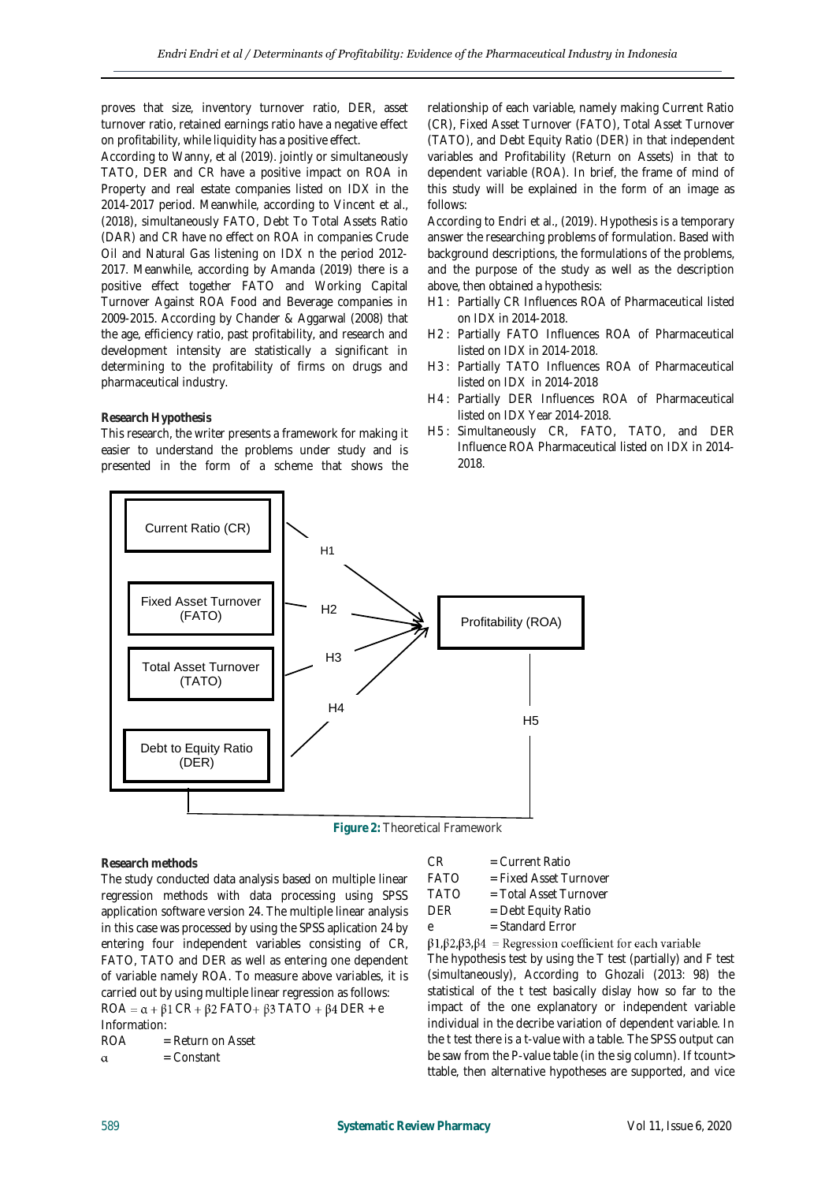proves that size, inventory turnover ratio, DER, asset turnover ratio, retained earnings ratio have a negative effect on profitability, while liquidity has a positive effect.

According to Wanny, et al (2019). jointly or simultaneously TATO, DER and CR have a positive impact on ROA in Property and real estate companies listed on IDX in the 2014-2017 period. Meanwhile, according to Vincent et al., (2018), simultaneously FATO, Debt To Total Assets Ratio (DAR) and CR have no effect on ROA in companies Crude Oil and Natural Gas listening on IDX n the period 2012-2017. Meanwhile, according by Amanda (2019) there is a positive effect together FATO and Working Capital Turnover Against ROA Food and Beverage companies in 2009-2015. According by Chander & Aggarwal (2008) that the age, efficiency ratio, past profitability, and research and development intensity are statistically a significant in determining to the profitability of firms on drugs and pharmaceutical industry.

**Research Hypothesis**

This research, the writer presents a framework for making it easier to understand the problems under study and is presented in the form of a scheme that shows the relationship of each variable, namely making Current Ratio (CR), Fixed Asset Turnover (FATO), Total Asset Turnover (TATO), and Debt Equity Ratio (DER) in that independent variables and Profitability (Return on Assets) in that to dependent variable (ROA). In brief, the frame of mind of this study will be explained in the form of an image as follows:

According to Endri et al., (2019). Hypothesis is a temporary answer the researching problems of formulation. Based with background descriptions, the formulations of the problems, and the purpose of the study as well as the description above, then obtained a hypothesis:

- H1 : Partially CR Influences ROA of Pharmaceutical listed on IDX in 2014-2018.
- H2 : Partially FATO Influences ROA of Pharmaceutical listed on IDX in 2014-2018.
- H3 : Partially TATO Influences ROA of Pharmaceutical listed on IDX in 2014-2018
- H4 : Partially DER Influences ROA of Pharmaceutical listed on IDX Year 2014-2018.
- H5 : Simultaneously CR, FATO, TATO, and DER Influence ROA Pharmaceutical listed on IDX in 2014-2018.

**Figure 2:** Theoretical Framework

**Research methods**

The study conducted data analysis based on multiple linear regression methods with data processing using SPSS application software version 24. The multiple linear analysis in this case was processed by using the SPSS aplication 24 by entering four independent variables consisting of CR, FATO, TATO and DER as well as entering one dependent of variable namely ROA. To measure above variables, it is carried out by using multiple linear regression as follows:

$$ROA = \alpha + \beta 1\ CR + \beta 2\ FATO + \beta 3\ TATO + \beta 4\ DER + e$$

Information:

ROA = Return on Asset
$\alpha$ = Constant
CR = Current Ratio
FATO = Fixed Asset Turnover
TATO = Total Asset Turnover
DER = Debt Equity Ratio
e = Standard Error
$\beta 1, \beta 2, \beta 3, \beta 4$ = Regression coefficient for each variable

The hypothesis test by using the T test (partially) and F test (simultaneously), According to Ghozali (2013: 98) the statistical of the t test basically dislay how so far to the impact of the one explanatory or independent variable individual in the decribe variation of dependent variable. In the t test there is a t-value with a table. The SPSS output can be saw from the P-value table (in the sig column). If tcount> ttable, then alternative hypotheses are supported, and vice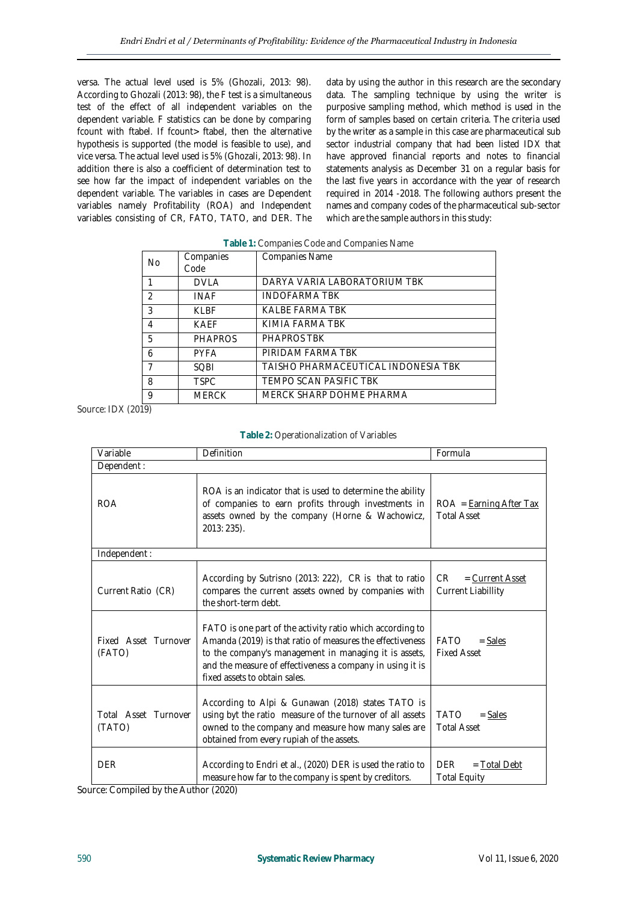versa. The actual level used is 5% (Ghozali, 2013: 98). According to Ghozali (2013: 98), the F test is a simultaneous test of the effect of all independent variables on the dependent variable. F statistics can be done by comparing fcount with ftabel. If fcount> ftabel, then the alternative hypothesis is supported (the model is feasible to use), and vice versa. The actual level used is 5% (Ghozali, 2013: 98). In addition there is also a coefficient of determination test to see how far the impact of independent variables on the dependent variable. The variables in cases are Dependent variables namely Profitability (ROA) and Independent variables consisting of CR, FATO, TATO, and DER. The data by using the author in this research are the secondary data. The sampling technique by using the writer is purposive sampling method, which method is used in the form of samples based on certain criteria. The criteria used by the writer as a sample in this case are pharmaceutical sub sector industrial company that had been listed IDX that have approved financial reports and notes to financial statements analysis as December 31 on a regular basis for the last five years in accordance with the year of research required in 2014 -2018. The following authors present the names and company codes of the pharmaceutical sub-sector which are the sample authors in this study:

**Table 1:** Companies Code and Companies Name

| No | Companies Code | Companies Name |
|---|---|---|
| 1 | DVLA | DARYA VARIA LABORATORIUM TBK |
| 2 | INAF | INDOFARMA TBK |
| 3 | KLBF | KALBE FARMA TBK |
| 4 | KAEF | KIMIA FARMA TBK |
| 5 | PHAPROS | PHAPROS TBK |
| 6 | PYFA | PIRIDAM FARMA TBK |
| 7 | SQBI | TAISHO PHARMACEUTICAL INDONESIA TBK |
| 8 | TSPC | TEMPO SCAN PASIFIC TBK |
| 9 | MERCK | MERCK SHARP DOHME PHARMA |

Source: IDX (2019)

**Table 2:** Operationalization of Variables

| Variable | Definition | Formula |
|---|---|---|
| Dependent : | | |
| ROA | ROA is an indicator that is used to determine the ability of companies to earn profits through investments in assets owned by the company (Horne & Wachowicz, 2013: 235). | $ROA = \frac{\text{Earning After Tax}}{\text{Total Asset}}$ |
| Independent : | | |
| Current Ratio (CR) | According by Sutrisno (2013: 222), CR is that to ratio compares the current assets owned by companies with the short-term debt. | $CR = \frac{\text{Current Asset}}{\text{Current Liabillity}}$ |
| Fixed Asset Turnover (FATO) | FATO is one part of the activity ratio which according to Amanda (2019) is that ratio of measures the effectiveness to the company's management in managing it is assets, and the measure of effectiveness a company in using it is fixed assets to obtain sales. | $FATO = \frac{\text{Sales}}{\text{Fixed Asset}}$ |
| Total Asset Turnover (TATO) | According to Alpi & Gunawan (2018) states TATO is using byt the ratio measure of the turnover of all assets owned to the company and measure how many sales are obtained from every rupiah of the assets. | $TATO = \frac{\text{Sales}}{\text{Total Asset}}$ |
| DER | According to Endri et al., (2020) DER is used the ratio to measure how far to the company is spent by creditors. | $DER = \frac{\text{Total Debt}}{\text{Total Equity}}$ |

Source: Compiled by the Author (2020)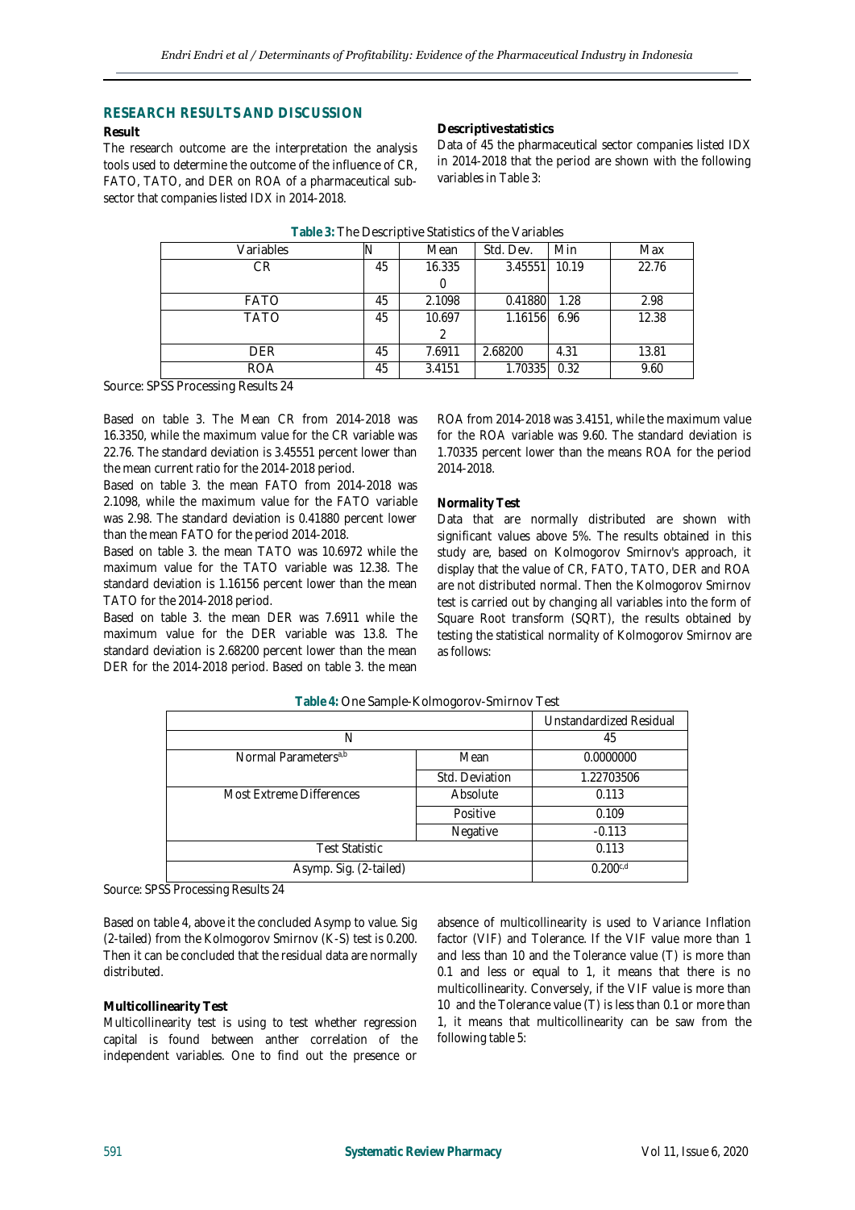## RESEARCH RESULTS AND DISCUSSION

### Result

The research outcome are the interpretation the analysis tools used to determine the outcome of the influence of CR, FATO, TATO, and DER on ROA of a pharmaceutical sub-sector that companies listed IDX in 2014-2018.

### Descriptive statistics

Data of 45 the pharmaceutical sector companies listed IDX in 2014-2018 that the period are shown with the following variables in Table 3:

**Table 3:** The Descriptive Statistics of the Variables

| Variables | N | Mean | Std. Dev. | Min | Max |
|---|---|---|---|---|---|
| CR | 45 | 16.3350 | 3.45551 | 10.19 | 22.76 |
| FATO | 45 | 2.1098 | 0.41880 | 1.28 | 2.98 |
| TATO | 45 | 10.6972 | 1.16156 | 6.96 | 12.38 |
| DER | 45 | 7.6911 | 2.68200 | 4.31 | 13.81 |
| ROA | 45 | 3.4151 | 1.70335 | 0.32 | 9.60 |

Source: SPSS Processing Results 24

Based on table 3. The Mean CR from 2014-2018 was 16.3350, while the maximum value for the CR variable was 22.76. The standard deviation is 3.45551 percent lower than the mean current ratio for the 2014-2018 period.

Based on table 3. the mean FATO from 2014-2018 was 2.1098, while the maximum value for the FATO variable was 2.98. The standard deviation is 0.41880 percent lower than the mean FATO for the period 2014-2018.

Based on table 3. the mean TATO was 10.6972 while the maximum value for the TATO variable was 12.38. The standard deviation is 1.16156 percent lower than the mean TATO for the 2014-2018 period.

Based on table 3. the mean DER was 7.6911 while the maximum value for the DER variable was 13.8. The standard deviation is 2.68200 percent lower than the mean DER for the 2014-2018 period. Based on table 3. the mean ROA from 2014-2018 was 3.4151, while the maximum value for the ROA variable was 9.60. The standard deviation is 1.70335 percent lower than the means ROA for the period 2014-2018.

### Normality Test

Data that are normally distributed are shown with significant values above 5%. The results obtained in this study are, based on Kolmogorov Smirnov's approach, it display that the value of CR, FATO, TATO, DER and ROA are not distributed normal. Then the Kolmogorov Smirnov test is carried out by changing all variables into the form of Square Root transform (SQRT), the results obtained by testing the statistical normality of Kolmogorov Smirnov are as follows:

**Table 4:** One Sample-Kolmogorov-Smirnov Test

| | | Unstandardized Residual |
|---|---|---|
| N | | 45 |
| Normal Parameters[a,b] | Mean | 0.0000000 |
| | Std. Deviation | 1.22703506 |
| Most Extreme Differences | Absolute | 0.113 |
| | Positive | 0.109 |
| | Negative | -0.113 |
| Test Statistic | | 0.113 |
| Asymp. Sig. (2-tailed) | | 0.200[c,d] |

Source: SPSS Processing Results 24

Based on table 4, above it the concluded Asymp to value. Sig (2-tailed) from the Kolmogorov Smirnov (K-S) test is 0.200. Then it can be concluded that the residual data are normally distributed.

### Multicollinearity Test

Multicollinearity test is using to test whether regression capital is found between anther correlation of the independent variables. One to find out the presence or absence of multicollinearity is used to Variance Inflation factor (VIF) and Tolerance. If the VIF value more than 1 and less than 10 and the Tolerance value (T) is more than 0.1 and less or equal to 1, it means that there is no multicollinearity. Conversely, if the VIF value is more than 10 and the Tolerance value (T) is less than 0.1 or more than 1, it means that multicollinearity can be saw from the following table 5: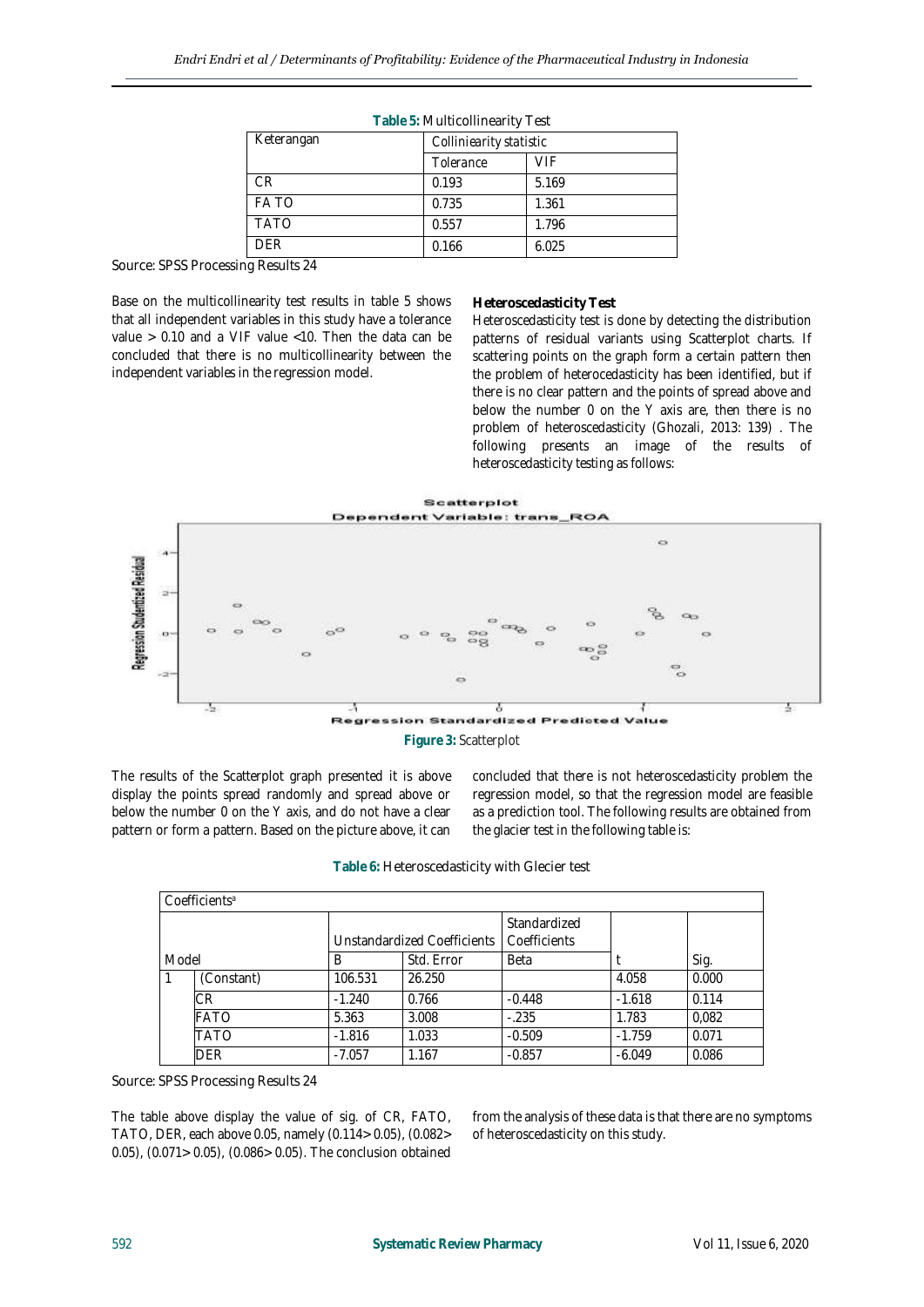**Table 5:** Multicollinearity Test

| Keterangan | Colliniearity statistic | |
|---|---|---|
| | Tolerance | VIF |
| CR | 0.193 | 5.169 |
| FA TO | 0.735 | 1.361 |
| TATO | 0.557 | 1.796 |
| DER | 0.166 | 6.025 |

Source: SPSS Processing Results 24

Base on the multicollinearity test results in table 5 shows that all independent variables in this study have a tolerance value > 0.10 and a VIF value <10. Then the data can be concluded that there is no multicollinearity between the independent variables in the regression model.

### Heteroscedasticity Test

Heteroscedasticity test is done by detecting the distribution patterns of residual variants using Scatterplot charts. If scattering points on the graph form a certain pattern then the problem of heteroscedasticity has been identified, but if there is no clear pattern and the points of spread above and below the number 0 on the Y axis are, then there is no problem of heteroscedasticity (Ghozali, 2013: 139) . The following presents an image of the results of heteroscedasticity testing as follows:

**Figure 3:** Scatterplot

The results of the Scatterplot graph presented it is above display the points spread randomly and spread above or below the number 0 on the Y axis, and do not have a clear pattern or form a pattern. Based on the picture above, it can concluded that there is not heteroscedasticity problem the regression model, so that the regression model are feasible as a prediction tool. The following results are obtained from the glacier test in the following table is:

**Table 6:** Heteroscedasticity with Glecier test

| Coefficients[a] | | | | | | |
|---|---|---|---|---|---|---|
| Model | | Unstandardized Coefficients | | Standardized Coefficients | t | Sig. |
| | | B | Std. Error | Beta | | |
| 1 | (Constant) | 106.531 | 26.250 | | 4.058 | 0.000 |
| | CR | -1.240 | 0.766 | -0.448 | -1.618 | 0.114 |
| | FATO | 5.363 | 3.008 | -.235 | 1.783 | 0,082 |
| | TATO | -1.816 | 1.033 | -0.509 | -1.759 | 0.071 |
| | DER | -7.057 | 1.167 | -0.857 | -6.049 | 0.086 |

Source: SPSS Processing Results 24

The table above display the value of sig. of CR, FATO, TATO, DER, each above 0.05, namely (0.114> 0.05), (0.082> 0.05), (0.071> 0.05), (0.086> 0.05). The conclusion obtained from the analysis of these data is that there are no symptoms of heteroscedasticity on this study.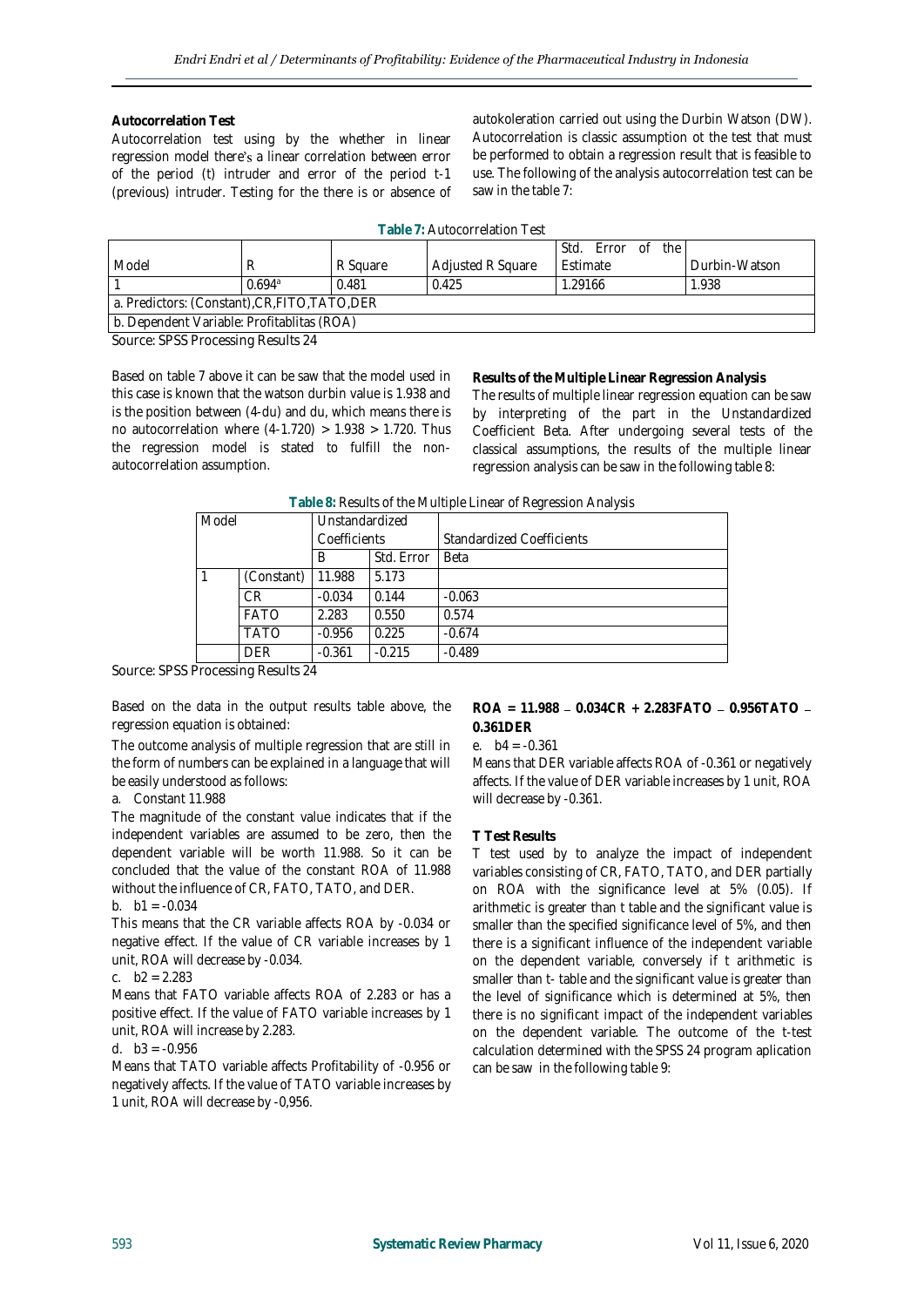**Autocorrelation Test**

Autocorrelation test using by the whether in linear regression model there's a linear correlation between error of the period (t) intruder and error of the period t-1 (previous) intruder. Testing for the there is or absence of autokoleration carried out using the Durbin Watson (DW). Autocorrelation is classic assumption ot the test that must be performed to obtain a regression result that is feasible to use. The following of the analysis autocorrelation test can be saw in the table 7:

**Table 7:** Autocorrelation Test

| Model | R | R Square | Adjusted R Square | Std. Error of the Estimate | Durbin-Watson |
|---|---|---|---|---|---|
| 1 | 0.694[a] | 0.481 | 0.425 | 1.29166 | 1.938 |
| a. Predictors: (Constant),CR,FITO,TATO,DER | | | | | |
| b. Dependent Variable: Profitablitas (ROA) | | | | | |

Source: SPSS Processing Results 24

Based on table 7 above it can be saw that the model used in this case is known that the watson durbin value is 1.938 and is the position between (4-du) and du, which means there is no autocorrelation where (4-1.720) > 1.938 > 1.720. Thus the regression model is stated to fulfill the non-autocorrelation assumption.

**Results of the Multiple Linear Regression Analysis**

The results of multiple linear regression equation can be saw by interpreting of the part in the Unstandardized Coefficient Beta. After undergoing several tests of the classical assumptions, the results of the multiple linear regression analysis can be saw in the following table 8:

**Table 8:** Results of the Multiple Linear of Regression Analysis

| Model | | Unstandardized Coefficients | | Standardized Coefficients |
|---|---|---|---|---|
| | | B | Std. Error | Beta |
| 1 | (Constant) | 11.988 | 5.173 | |
| | CR | -0.034 | 0.144 | -0.063 |
| | FATO | 2.283 | 0.550 | 0.574 |
| | TATO | -0.956 | 0.225 | -0.674 |
| | DER | -0.361 | -0.215 | -0.489 |

Source: SPSS Processing Results 24

Based on the data in the output results table above, the regression equation is obtained:

**ROA = 11.988 – 0.034CR + 2.283FATO – 0.956TATO – 0.361DER**

The outcome analysis of multiple regression that are still in the form of numbers can be explained in a language that will be easily understood as follows:

a. Constant 11.988

The magnitude of the constant value indicates that if the independent variables are assumed to be zero, then the dependent variable will be worth 11.988. So it can be concluded that the value of the constant ROA of 11.988 without the influence of CR, FATO, TATO, and DER.

b. b1 = -0.034

This means that the CR variable affects ROA by -0.034 or negative effect. If the value of CR variable increases by 1 unit, ROA will decrease by -0.034.

c. b2 = 2.283

Means that FATO variable affects ROA of 2.283 or has a positive effect. If the value of FATO variable increases by 1 unit, ROA will increase by 2.283.

d. b3 = -0.956

Means that TATO variable affects Profitability of -0.956 or negatively affects. If the value of TATO variable increases by 1 unit, ROA will decrease by -0,956.

e. b4 = -0.361

Means that DER variable affects ROA of -0.361 or negatively affects. If the value of DER variable increases by 1 unit, ROA will decrease by -0.361.

**T Test Results**

T test used by to analyze the impact of independent variables consisting of CR, FATO, TATO, and DER partially on ROA with the significance level at 5% (0.05). If arithmetic is greater than t table and the significant value is smaller than the specified significance level of 5%, and then there is a significant influence of the independent variable on the dependent variable, conversely if t arithmetic is smaller than t- table and the significant value is greater than the level of significance which is determined at 5%, then there is no significant impact of the independent variables on the dependent variable. The outcome of the t-test calculation determined with the SPSS 24 program aplication can be saw in the following table 9: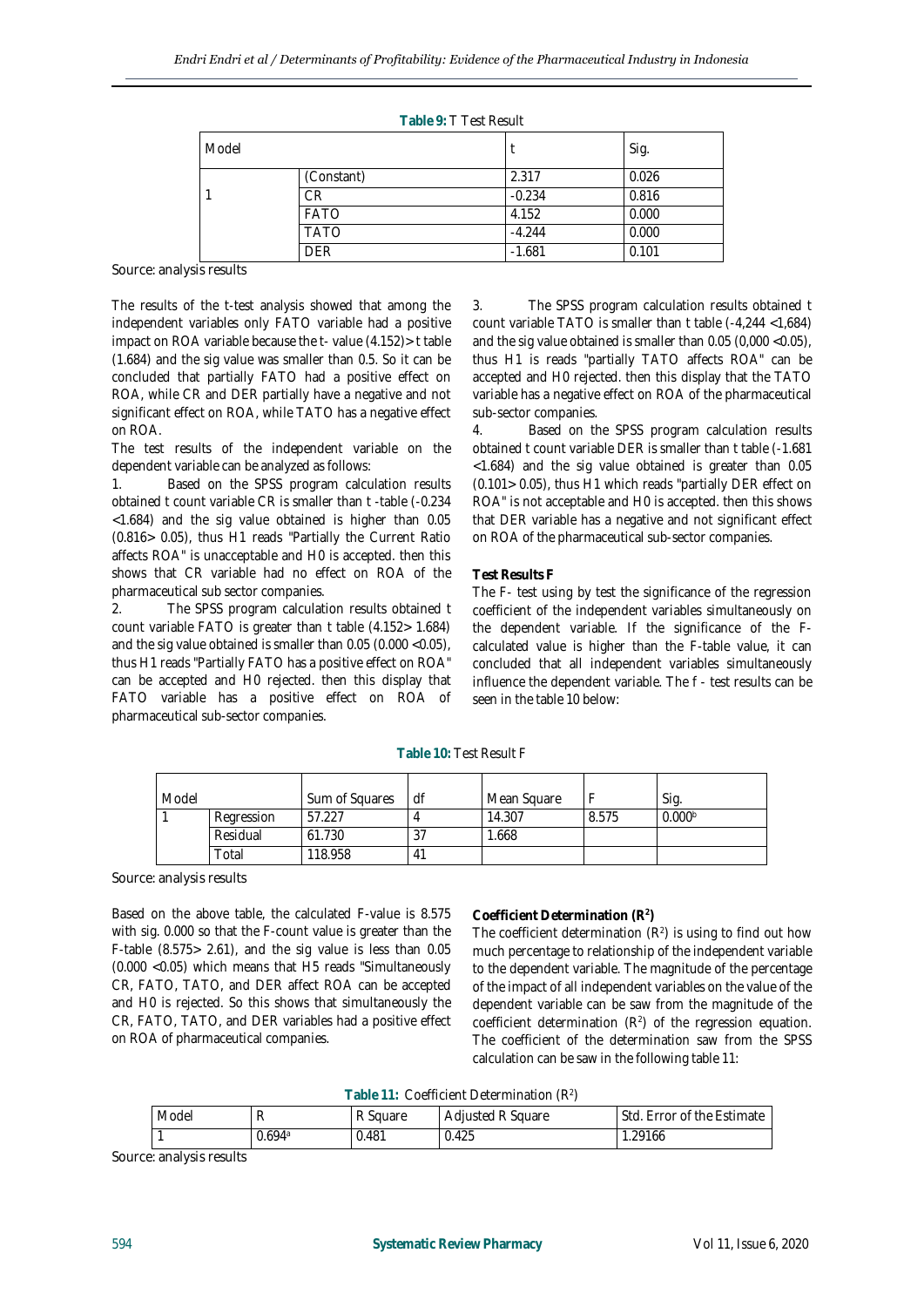**Table 9:** T Test Result

| Model | | t | Sig. |
|---|---|---|---|
| 1 | (Constant) | 2.317 | 0.026 |
| | CR | -0.234 | 0.816 |
| | FATO | 4.152 | 0.000 |
| | TATO | -4.244 | 0.000 |
| | DER | -1.681 | 0.101 |

Source: analysis results

The results of the t-test analysis showed that among the independent variables only FATO variable had a positive impact on ROA variable because the t- value (4.152)> t table (1.684) and the sig value was smaller than 0.5. So it can be concluded that partially FATO had a positive effect on ROA, while CR and DER partially have a negative and not significant effect on ROA, while TATO has a negative effect on ROA.

The test results of the independent variable on the dependent variable can be analyzed as follows:

1. Based on the SPSS program calculation results obtained t count variable CR is smaller than t -table (-0.234 <1.684) and the sig value obtained is higher than 0.05 (0.816> 0.05), thus H1 reads "Partially the Current Ratio affects ROA" is unacceptable and H0 is accepted. then this shows that CR variable had no effect on ROA of the pharmaceutical sub sector companies.
2. The SPSS program calculation results obtained t count variable FATO is greater than t table (4.152> 1.684) and the sig value obtained is smaller than 0.05 (0.000 <0.05), thus H1 reads "Partially FATO has a positive effect on ROA" can be accepted and H0 rejected. then this display that FATO variable has a positive effect on ROA of pharmaceutical sub-sector companies.
3. The SPSS program calculation results obtained t count variable TATO is smaller than t table (-4,244 <1,684) and the sig value obtained is smaller than 0.05 (0,000 <0.05), thus H1 is reads "partially TATO affects ROA" can be accepted and H0 rejected. then this display that the TATO variable has a negative effect on ROA of the pharmaceutical sub-sector companies.
4. Based on the SPSS program calculation results obtained t count variable DER is smaller than t table (-1.681 <1.684) and the sig value obtained is greater than 0.05 (0.101> 0.05), thus H1 which reads "partially DER effect on ROA" is not acceptable and H0 is accepted. then this shows that DER variable has a negative and not significant effect on ROA of the pharmaceutical sub-sector companies.

**Test Results F**

The F- test using by test the significance of the regression coefficient of the independent variables simultaneously on the dependent variable. If the significance of the F-calculated value is higher than the F-table value, it can concluded that all independent variables simultaneously influence the dependent variable. The f - test results can be seen in the table 10 below:

**Table 10:** Test Result F

| Model | | Sum of Squares | df | Mean Square | F | Sig. |
|---|---|---|---|---|---|---|
| 1 | Regression | 57.227 | 4 | 14.307 | 8.575 | 0.000[b] |
| | Residual | 61.730 | 37 | 1.668 | | |
| | Total | 118.958 | 41 | | | |

Source: analysis results

Based on the above table, the calculated F-value is 8.575 with sig. 0.000 so that the F-count value is greater than the F-table (8.575> 2.61), and the sig value is less than 0.05 (0.000 <0.05) which means that H5 reads "Simultaneously CR, FATO, TATO, and DER affect ROA can be accepted and H0 is rejected. So this shows that simultaneously the CR, FATO, TATO, and DER variables had a positive effect on ROA of pharmaceutical companies.

**Coefficient Determination ($R^2$)**

The coefficient determination ($R^2$) is using to find out how much percentage to relationship of the independent variable to the dependent variable. The magnitude of the percentage of the impact of all independent variables on the value of the dependent variable can be saw from the magnitude of the coefficient determination ($R^2$) of the regression equation. The coefficient of the determination saw from the SPSS calculation can be saw in the following table 11:

**Table 11:** Coefficient Determination ($R^2$)

| Model | R | R Square | Adjusted R Square | Std. Error of the Estimate |
|---|---|---|---|---|
| 1 | 0.694[a] | 0.481 | 0.425 | 1.29166 |

Source: analysis results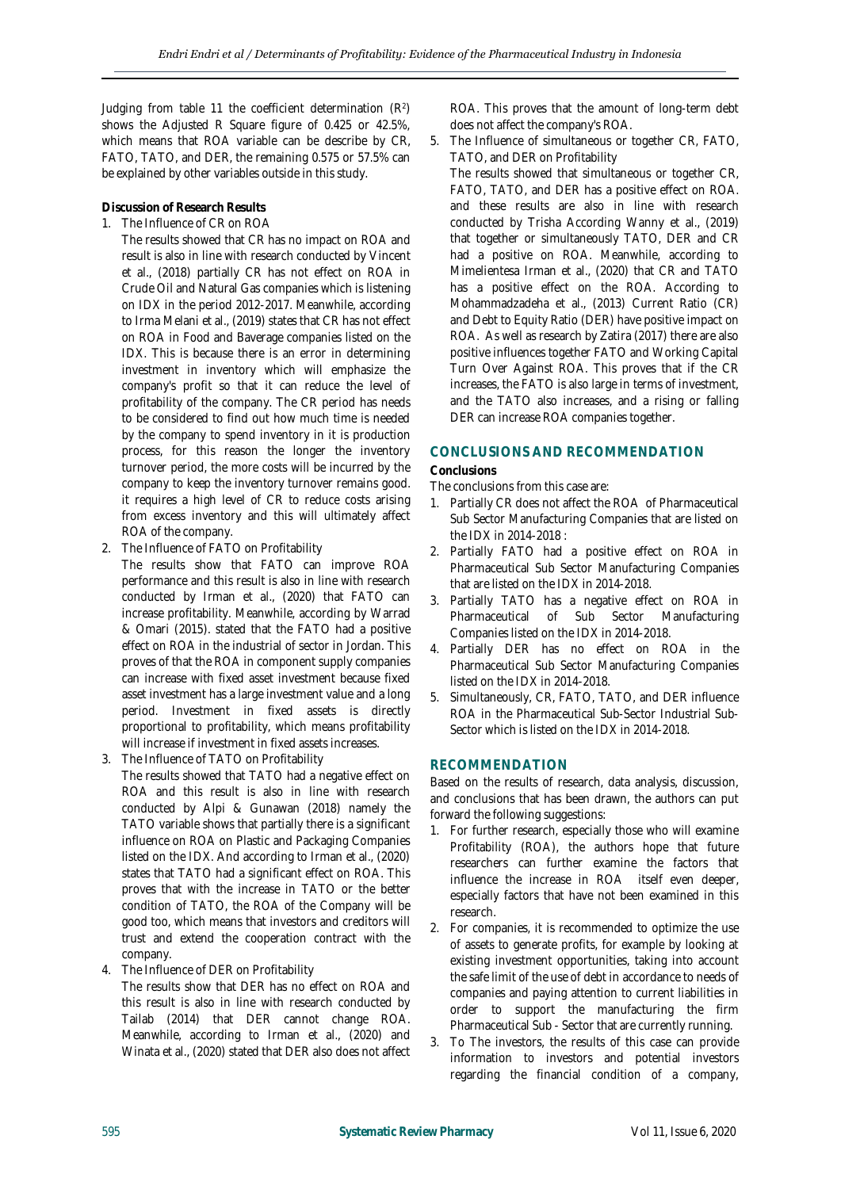Judging from table 11 the coefficient determination ($R^2$) shows the Adjusted R Square figure of 0.425 or 42.5%, which means that ROA variable can be describe by CR, FATO, TATO, and DER, the remaining 0.575 or 57.5% can be explained by other variables outside in this study.

**Discussion of Research Results**

1. The Influence of CR on ROA

   The results showed that CR has no impact on ROA and result is also in line with research conducted by Vincent et al., (2018) partially CR has not effect on ROA in Crude Oil and Natural Gas companies which is listening on IDX in the period 2012-2017. Meanwhile, according to Irma Melani et al., (2019) states that CR has not effect on ROA in Food and Baverage companies listed on the IDX. This is because there is an error in determining investment in inventory which will emphasize the company's profit so that it can reduce the level of profitability of the company. The CR period has needs to be considered to find out how much time is needed by the company to spend inventory in it is production process, for this reason the longer the inventory turnover period, the more costs will be incurred by the company to keep the inventory turnover remains good. it requires a high level of CR to reduce costs arising from excess inventory and this will ultimately affect ROA of the company.

2. The Influence of FATO on Profitability

   The results show that FATO can improve ROA performance and this result is also in line with research conducted by Irman et al., (2020) that FATO can increase profitability. Meanwhile, according by Warrad & Omari (2015). stated that the FATO had a positive effect on ROA in the industrial of sector in Jordan. This proves of that the ROA in component supply companies can increase with fixed asset investment because fixed asset investment has a large investment value and a long period. Investment in fixed assets is directly proportional to profitability, which means profitability will increase if investment in fixed assets increases.

3. The Influence of TATO on Profitability

   The results showed that TATO had a negative effect on ROA and this result is also in line with research conducted by Alpi & Gunawan (2018) namely the TATO variable shows that partially there is a significant influence on ROA on Plastic and Packaging Companies listed on the IDX. And according to Irman et al., (2020) states that TATO had a significant effect on ROA. This proves that with the increase in TATO or the better condition of TATO, the ROA of the Company will be good too, which means that investors and creditors will trust and extend the cooperation contract with the company.

4. The Influence of DER on Profitability

   The results show that DER has no effect on ROA and this result is also in line with research conducted by Tailab (2014) that DER cannot change ROA. Meanwhile, according to Irman et al., (2020) and Winata et al., (2020) stated that DER also does not affect ROA. This proves that the amount of long-term debt does not affect the company's ROA.

5. The Influence of simultaneous or together CR, FATO, TATO, and DER on Profitability

   The results showed that simultaneous or together CR, FATO, TATO, and DER has a positive effect on ROA. and these results are also in line with research conducted by Trisha According Wanny et al., (2019) that together or simultaneously TATO, DER and CR had a positive on ROA. Meanwhile, according to Mimelientesa Irman et al., (2020) that CR and TATO has a positive effect on the ROA. According to Mohammadzadeha et al., (2013) Current Ratio (CR) and Debt to Equity Ratio (DER) have positive impact on ROA. As well as research by Zatira (2017) there are also positive influences together FATO and Working Capital Turn Over Against ROA. This proves that if the CR increases, the FATO is also large in terms of investment, and the TATO also increases, and a rising or falling DER can increase ROA companies together.

## CONCLUSIONS AND RECOMMENDATION

**Conclusions**

The conclusions from this case are:

1. Partially CR does not affect the ROA of Pharmaceutical Sub Sector Manufacturing Companies that are listed on the IDX in 2014-2018 :
2. Partially FATO had a positive effect on ROA in Pharmaceutical Sub Sector Manufacturing Companies that are listed on the IDX in 2014-2018.
3. Partially TATO has a negative effect on ROA in Pharmaceutical of Sub Sector Manufacturing Companies listed on the IDX in 2014-2018.
4. Partially DER has no effect on ROA in the Pharmaceutical Sub Sector Manufacturing Companies listed on the IDX in 2014-2018.
5. Simultaneously, CR, FATO, TATO, and DER influence ROA in the Pharmaceutical Sub-Sector Industrial Sub-Sector which is listed on the IDX in 2014-2018.

## RECOMMENDATION

Based on the results of research, data analysis, discussion, and conclusions that has been drawn, the authors can put forward the following suggestions:

1. For further research, especially those who will examine Profitability (ROA), the authors hope that future researchers can further examine the factors that influence the increase in ROA itself even deeper, especially factors that have not been examined in this research.
2. For companies, it is recommended to optimize the use of assets to generate profits, for example by looking at existing investment opportunities, taking into account the safe limit of the use of debt in accordance to needs of companies and paying attention to current liabilities in order to support the manufacturing the firm Pharmaceutical Sub - Sector that are currently running.
3. To The investors, the results of this case can provide information to investors and potential investors regarding the financial condition of a company,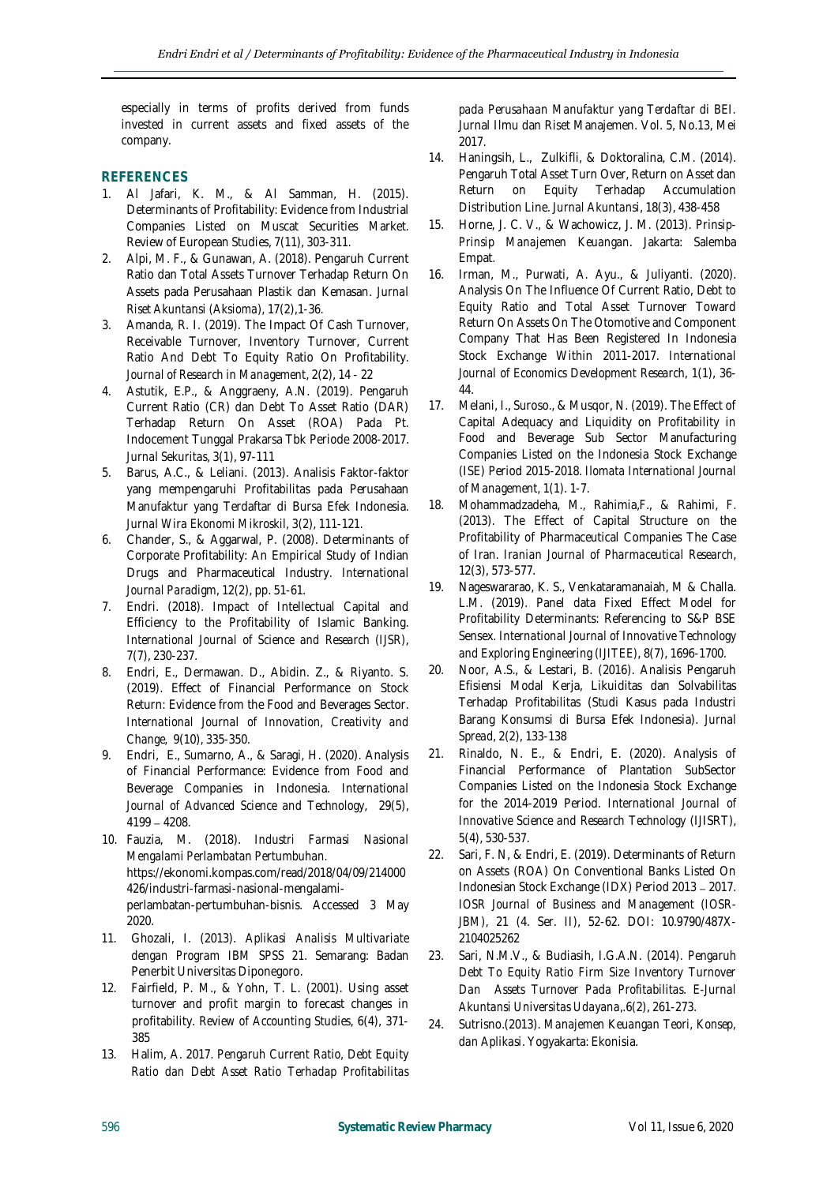especially in terms of profits derived from funds invested in current assets and fixed assets of the company.

## REFERENCES

1. Al Jafari, K. M., & Al Samman, H. (2015). Determinants of Profitability: Evidence from Industrial Companies Listed on Muscat Securities Market. Review of European Studies, 7(11), 303-311.
2. Alpi, M. F., & Gunawan, A. (2018). Pengaruh Current Ratio dan Total Assets Turnover Terhadap Return On Assets pada Perusahaan Plastik dan Kemasan. *Jurnal Riset Akuntansi (Aksioma)*, 17(2),1-36.
3. Amanda, R. I. (2019). The Impact Of Cash Turnover, Receivable Turnover, Inventory Turnover, Current Ratio And Debt To Equity Ratio On Profitability. *Journal of Research in Management*, 2(2), 14 - 22
4. Astutik, E.P., & Anggraeny, A.N. (2019). Pengaruh Current Ratio (CR) dan Debt To Asset Ratio (DAR) Terhadap Return On Asset (ROA) Pada Pt. Indocement Tunggal Prakarsa Tbk Periode 2008-2017. *Jurnal Sekuritas*, 3(1), 97-111
5. Barus, A.C., & Leliani. (2013). Analisis Faktor-faktor yang mempengaruhi Profitabilitas pada Perusahaan Manufaktur yang Terdaftar di Bursa Efek Indonesia. *Jurnal Wira Ekonomi Mikroskil*, 3(2), 111-121.
6. Chander, S., & Aggarwal, P. (2008). Determinants of Corporate Profitability: An Empirical Study of Indian Drugs and Pharmaceutical Industry. *International Journal Paradigm*, 12(2), pp. 51-61.
7. Endri. (2018). Impact of Intellectual Capital and Efficiency to the Profitability of Islamic Banking. *International Journal of Science and Research (IJSR)*, 7(7), 230-237.
8. Endri, E., Dermawan. D., Abidin. Z., & Riyanto. S. (2019). Effect of Financial Performance on Stock Return: Evidence from the Food and Beverages Sector. *International Journal of Innovation, Creativity and Change*, 9(10), 335-350.
9. Endri, E., Sumarno, A., & Saragi, H. (2020). Analysis of Financial Performance: Evidence from Food and Beverage Companies in Indonesia. *International Journal of Advanced Science and Technology*, 29(5), 4199 – 4208.
10. Fauzia, M. (2018). *Industri Farmasi Nasional Mengalami Perlambatan Pertumbuhan*. https://ekonomi.kompas.com/read/2018/04/09/214000426/industri-farmasi-nasional-mengalami-perlambatan-pertumbuhan-bisnis. Accessed 3 May 2020.
11. Ghozali, I. (2013). *Aplikasi Analisis Multivariate dengan Program IBM SPSS 21*. Semarang: Badan Penerbit Universitas Diponegoro.
12. Fairfield, P. M., & Yohn, T. L. (2001). Using asset turnover and profit margin to forecast changes in profitability. Review of Accounting Studies, 6(4), 371-385
13. Halim, A. 2017. *Pengaruh Current Ratio, Debt Equity Ratio dan Debt Asset Ratio Terhadap Profitabilitas pada Perusahaan Manufaktur yang Terdaftar di BEI*. Jurnal Ilmu dan Riset Manajemen. Vol. 5, No.13, Mei 2017.
14. Haningsih, L., Zulkifli, & Doktoralina, C.M. (2014). Pengaruh Total Asset Turn Over, Return on Asset dan Return on Equity Terhadap Accumulation Distribution Line. *Jurnal Akuntansi*, 18(3), 438-458
15. Horne, J. C. V., & Wachowicz, J. M. (2013). *Prinsip-Prinsip Manajemen Keuangan*. Jakarta: Salemba Empat.
16. Irman, M., Purwati, A. Ayu., & Juliyanti. (2020). Analysis On The Influence Of Current Ratio, Debt to Equity Ratio and Total Asset Turnover Toward Return On Assets On The Otomotive and Component Company That Has Been Registered In Indonesia Stock Exchange Within 2011-2017. *International Journal of Economics Development Research*, 1(1), 36-44.
17. Melani, I., Suroso., & Musqor, N. (2019). The Effect of Capital Adequacy and Liquidity on Profitability in Food and Beverage Sub Sector Manufacturing Companies Listed on the Indonesia Stock Exchange (ISE) Period 2015-2018. *Ilomata International Journal of Management*, 1(1). 1-7.
18. Mohammadzadeha, M., Rahimia,F., & Rahimi, F. (2013). The Effect of Capital Structure on the Profitability of Pharmaceutical Companies The Case of Iran. *Iranian Journal of Pharmaceutical Research*, 12(3), 573-577.
19. Nageswararao, K. S., Venkataramanaiah, M & Challa. L.M. (2019). Panel data Fixed Effect Model for Profitability Determinants: Referencing to S&P BSE Sensex. *International Journal of Innovative Technology and Exploring Engineering (IJITEE)*, 8(7), 1696-1700.
20. Noor, A.S., & Lestari, B. (2016). Analisis Pengaruh Efisiensi Modal Kerja, Likuiditas dan Solvabilitas Terhadap Profitabilitas (Studi Kasus pada Industri Barang Konsumsi di Bursa Efek Indonesia). *Jurnal Spread*, 2(2), 133-138
21. Rinaldo, N. E., & Endri, E. (2020). Analysis of Financial Performance of Plantation SubSector Companies Listed on the Indonesia Stock Exchange for the 2014-2019 Period. *International Journal of Innovative Science and Research Technology (IJISRT)*, 5(4), 530-537.
22. Sari, F. N, & Endri, E. (2019). Determinants of Return on Assets (ROA) On Conventional Banks Listed On Indonesian Stock Exchange (IDX) Period 2013 – 2017. *IOSR Journal of Business and Management (IOSR-JBM)*, 21 (4. Ser. II), 52-62. DOI: 10.9790/487X-2104025262
23. Sari, N.M.V., & Budiasih, I.G.A.N. (2014). *Pengaruh Debt To Equity Ratio Firm Size Inventory Turnover Dan Assets Turnover Pada Profitabilitas*. *E-Jurnal Akuntansi Universitas Udayana*,.6(2), 261-273.
24. Sutrisno.(2013). *Manajemen Keuangan Teori, Konsep, dan Aplikasi*. Yogyakarta: Ekonisia.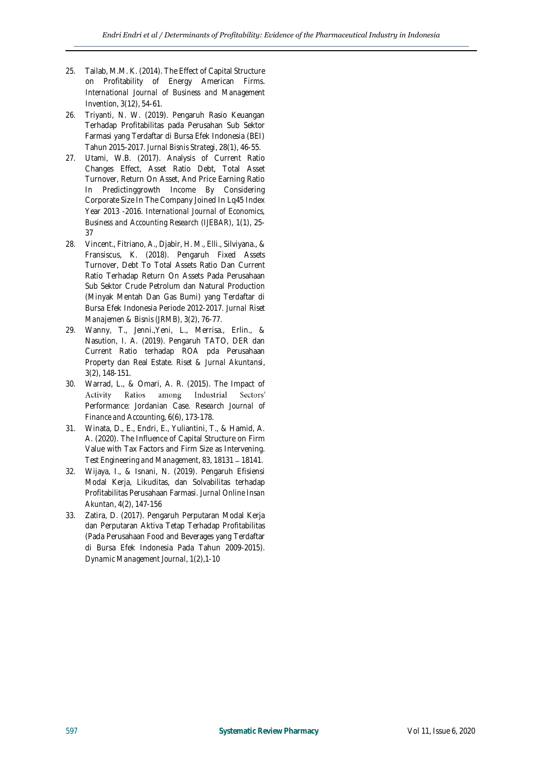25. Tailab, M.M. K. (2014). The Effect of Capital Structure on Profitability of Energy American Firms. *International Journal of Business and Management Invention*, 3(12), 54-61.
26. Triyanti, N. W. (2019). Pengaruh Rasio Keuangan Terhadap Profitabilitas pada Perusahan Sub Sektor Farmasi yang Terdaftar di Bursa Efek Indonesia (BEI) Tahun 2015-2017. *Jurnal Bisnis Strategi*, 28(1), 46-55.
27. Utami, W.B. (2017). Analysis of Current Ratio Changes Effect, Asset Ratio Debt, Total Asset Turnover, Return On Asset, And Price Earning Ratio In Predictinggrowth Income By Considering Corporate Size In The Company Joined In Lq45 Index Year 2013 -2016. *International Journal of Economics, Business and Accounting Research (IJEBAR)*, 1(1), 25-37
28. Vincent., Fitriano, A., Djabir, H. M., Elli., Silviyana., & Fransiscus, K. (2018). Pengaruh Fixed Assets Turnover, Debt To Total Assets Ratio Dan Current Ratio Terhadap Return On Assets Pada Perusahaan Sub Sektor Crude Petrolum dan Natural Production (Minyak Mentah Dan Gas Bumi) yang Terdaftar di Bursa Efek Indonesia Periode 2012-2017. *Jurnal Riset Manajemen & Bisnis (JRMB)*, 3(2), 76-77.
29. Wanny, T., Jenni.,Yeni, L., Merrisa., Erlin., & Nasution, I. A. (2019). Pengaruh TATO, DER dan Current Ratio terhadap ROA pda Perusahaan Property dan Real Estate. *Riset & Jurnal Akuntansi*, 3(2), 148-151.
30. Warrad, L., & Omari, A. R. (2015). The Impact of Activity Ratios among Industrial Sectors' Performance: Jordanian Case. *Research Journal of Finance and Accounting*, 6(6), 173-178.
31. Winata, D., E., Endri, E., Yuliantini, T., & Hamid, A. A. (2020). The Influence of Capital Structure on Firm Value with Tax Factors and Firm Size as Intervening. *Test Engineering and Management*, 83, 18131 – 18141.
32. Wijaya, I., & Isnani, N. (2019). Pengaruh Efisiensi Modal Kerja, Likuditas, dan Solvabilitas terhadap Profitabilitas Perusahaan Farmasi. *Jurnal Online Insan Akuntan*, 4(2), 147-156
33. Zatira, D. (2017). Pengaruh Perputaran Modal Kerja dan Perputaran Aktiva Tetap Terhadap Profitabilitas (Pada Perusahaan Food and Beverages yang Terdaftar di Bursa Efek Indonesia Pada Tahun 2009-2015). *Dynamic Management Journal*, 1(2),1-10